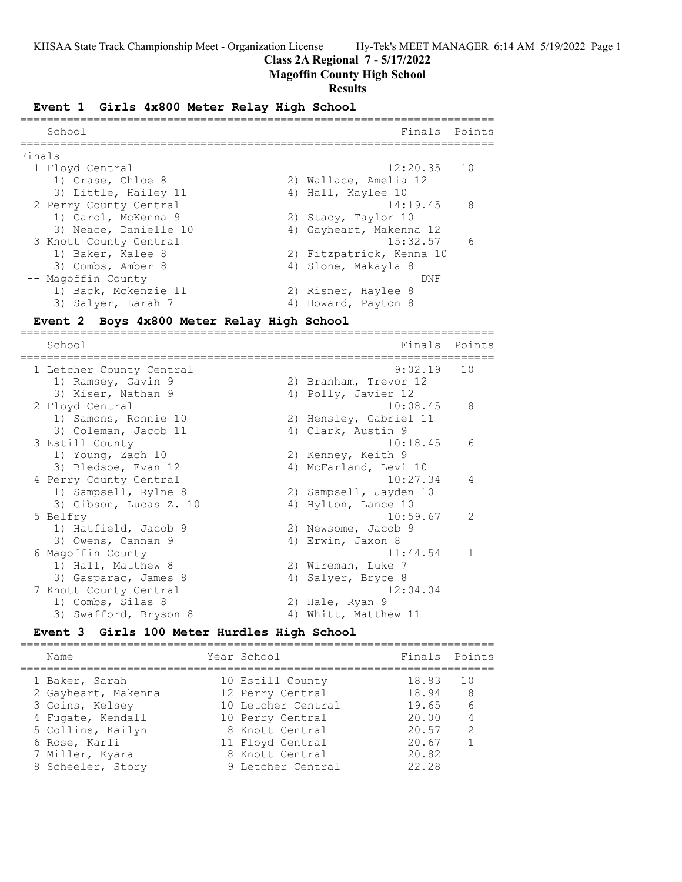# Class 2A Regional 7 - 5/17/2022

## Magoffin County High School

## Results

### Event 1 Girls 4x800 Meter Relay High School

| School | Finals | Points |
|---|---|---|
| **Finals** | | |
| 1 Floyd Central | 12:20.35 | 10 |
| 1) Crase, Chloe 8; 2) Wallace, Amelia 12; 3) Little, Hailey 11; 4) Hall, Kaylee 10 | | |
| 2 Perry County Central | 14:19.45 | 8 |
| 1) Carol, McKenna 9; 2) Stacy, Taylor 10; 3) Neace, Danielle 10; 4) Gayheart, Makenna 12 | | |
| 3 Knott County Central | 15:32.57 | 6 |
| 1) Baker, Kalee 8; 2) Fitzpatrick, Kenna 10; 3) Combs, Amber 8; 4) Slone, Makayla 8 | | |
| -- Magoffin County | DNF | |
| 1) Back, Mckenzie 11; 2) Risner, Haylee 8; 3) Salyer, Larah 7; 4) Howard, Payton 8 | | |

### Event 2 Boys 4x800 Meter Relay High School

| School | Finals | Points |
|---|---|---|
| 1 Letcher County Central | 9:02.19 | 10 |
| 1) Ramsey, Gavin 9; 2) Branham, Trevor 12; 3) Kiser, Nathan 9; 4) Polly, Javier 12 | | |
| 2 Floyd Central | 10:08.45 | 8 |
| 1) Samons, Ronnie 10; 2) Hensley, Gabriel 11; 3) Coleman, Jacob 11; 4) Clark, Austin 9 | | |
| 3 Estill County | 10:18.45 | 6 |
| 1) Young, Zach 10; 2) Kenney, Keith 9; 3) Bledsoe, Evan 12; 4) McFarland, Levi 10 | | |
| 4 Perry County Central | 10:27.34 | 4 |
| 1) Sampsell, Rylne 8; 2) Sampsell, Jayden 10; 3) Gibson, Lucas Z. 10; 4) Hylton, Lance 10 | | |
| 5 Belfry | 10:59.67 | 2 |
| 1) Hatfield, Jacob 9; 2) Newsome, Jacob 9; 3) Owens, Cannan 9; 4) Erwin, Jaxon 8 | | |
| 6 Magoffin County | 11:44.54 | 1 |
| 1) Hall, Matthew 8; 2) Wireman, Luke 7; 3) Gasparac, James 8; 4) Salyer, Bryce 8 | | |
| 7 Knott County Central | 12:04.04 | |
| 1) Combs, Silas 8; 2) Hale, Ryan 9; 3) Swafford, Bryson 8; 4) Whitt, Matthew 11 | | |

### Event 3 Girls 100 Meter Hurdles High School

| Name | Year | School | Finals | Points |
|---|---|---|---|---|
| 1 Baker, Sarah | 10 | Estill County | 18.83 | 10 |
| 2 Gayheart, Makenna | 12 | Perry Central | 18.94 | 8 |
| 3 Goins, Kelsey | 10 | Letcher Central | 19.65 | 6 |
| 4 Fugate, Kendall | 10 | Perry Central | 20.00 | 4 |
| 5 Collins, Kailyn | 8 | Knott Central | 20.57 | 2 |
| 6 Rose, Karli | 11 | Floyd Central | 20.67 | 1 |
| 7 Miller, Kyara | 8 | Knott Central | 20.82 | |
| 8 Scheeler, Story | 9 | Letcher Central | 22.28 | |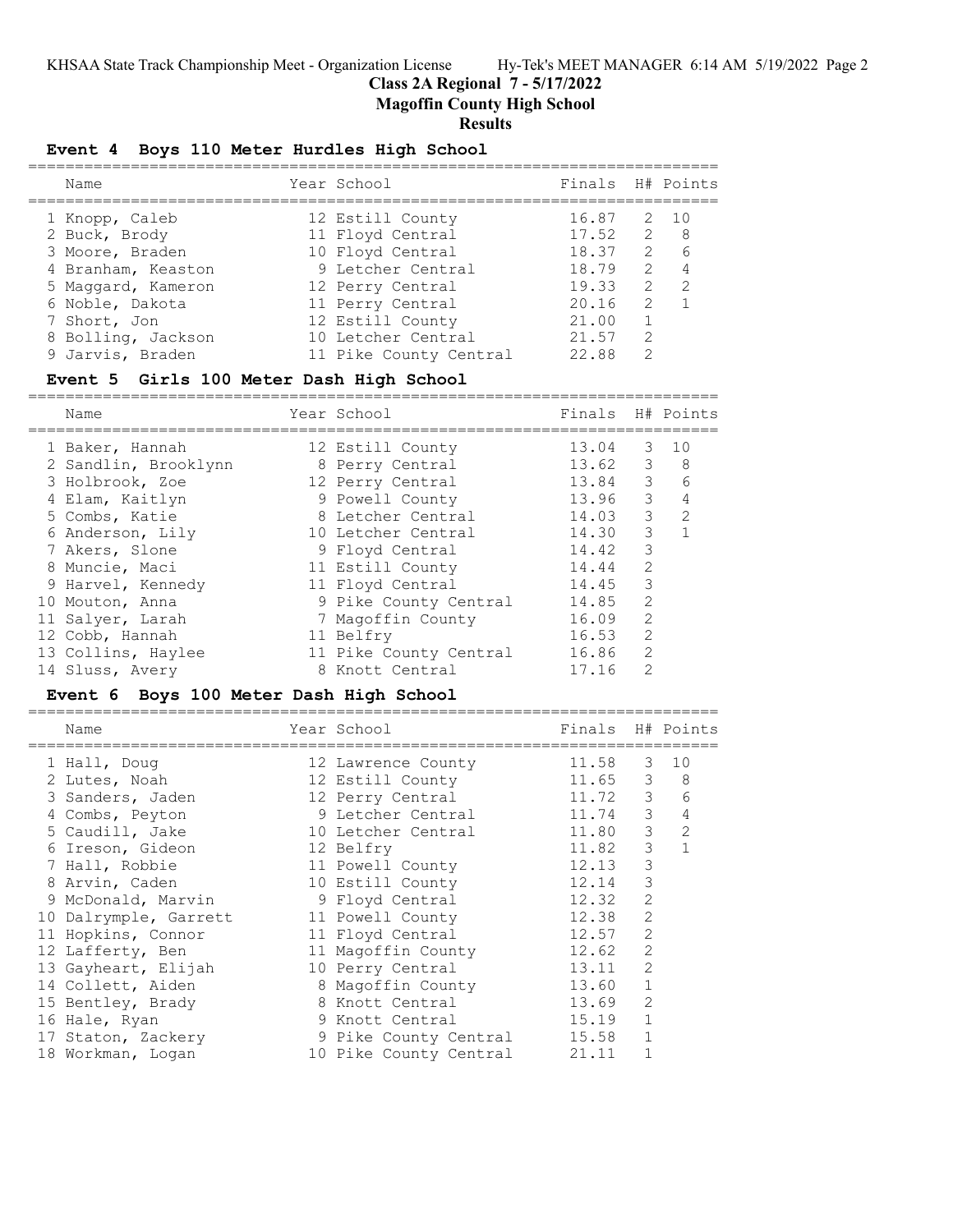Class 2A Regional 7 - 5/17/2022

Magoffin County High School

Results

## Event 4 Boys 110 Meter Hurdles High School

| | Name | Year | School | Finals | H# | Points |
|---|---|---|---|---|---|---|
| 1 | Knopp, Caleb | 12 | Estill County | 16.87 | 2 | 10 |
| 2 | Buck, Brody | 11 | Floyd Central | 17.52 | 2 | 8 |
| 3 | Moore, Braden | 10 | Floyd Central | 18.37 | 2 | 6 |
| 4 | Branham, Keaston | 9 | Letcher Central | 18.79 | 2 | 4 |
| 5 | Maggard, Kameron | 12 | Perry Central | 19.33 | 2 | 2 |
| 6 | Noble, Dakota | 11 | Perry Central | 20.16 | 2 | 1 |
| 7 | Short, Jon | 12 | Estill County | 21.00 | 1 | |
| 8 | Bolling, Jackson | 10 | Letcher Central | 21.57 | 2 | |
| 9 | Jarvis, Braden | 11 | Pike County Central | 22.88 | 2 | |

## Event 5 Girls 100 Meter Dash High School

| | Name | Year | School | Finals | H# | Points |
|---|---|---|---|---|---|---|
| 1 | Baker, Hannah | 12 | Estill County | 13.04 | 3 | 10 |
| 2 | Sandlin, Brooklynn | 8 | Perry Central | 13.62 | 3 | 8 |
| 3 | Holbrook, Zoe | 12 | Perry Central | 13.84 | 3 | 6 |
| 4 | Elam, Kaitlyn | 9 | Powell County | 13.96 | 3 | 4 |
| 5 | Combs, Katie | 8 | Letcher Central | 14.03 | 3 | 2 |
| 6 | Anderson, Lily | 10 | Letcher Central | 14.30 | 3 | 1 |
| 7 | Akers, Slone | 9 | Floyd Central | 14.42 | 3 | |
| 8 | Muncie, Maci | 11 | Estill County | 14.44 | 2 | |
| 9 | Harvel, Kennedy | 11 | Floyd Central | 14.45 | 3 | |
| 10 | Mouton, Anna | 9 | Pike County Central | 14.85 | 2 | |
| 11 | Salyer, Larah | 7 | Magoffin County | 16.09 | 2 | |
| 12 | Cobb, Hannah | 11 | Belfry | 16.53 | 2 | |
| 13 | Collins, Haylee | 11 | Pike County Central | 16.86 | 2 | |
| 14 | Sluss, Avery | 8 | Knott Central | 17.16 | 2 | |

## Event 6 Boys 100 Meter Dash High School

| | Name | Year | School | Finals | H# | Points |
|---|---|---|---|---|---|---|
| 1 | Hall, Doug | 12 | Lawrence County | 11.58 | 3 | 10 |
| 2 | Lutes, Noah | 12 | Estill County | 11.65 | 3 | 8 |
| 3 | Sanders, Jaden | 12 | Perry Central | 11.72 | 3 | 6 |
| 4 | Combs, Peyton | 9 | Letcher Central | 11.74 | 3 | 4 |
| 5 | Caudill, Jake | 10 | Letcher Central | 11.80 | 3 | 2 |
| 6 | Ireson, Gideon | 12 | Belfry | 11.82 | 3 | 1 |
| 7 | Hall, Robbie | 11 | Powell County | 12.13 | 3 | |
| 8 | Arvin, Caden | 10 | Estill County | 12.14 | 3 | |
| 9 | McDonald, Marvin | 9 | Floyd Central | 12.32 | 2 | |
| 10 | Dalrymple, Garrett | 11 | Powell County | 12.38 | 2 | |
| 11 | Hopkins, Connor | 11 | Floyd Central | 12.57 | 2 | |
| 12 | Lafferty, Ben | 11 | Magoffin County | 12.62 | 2 | |
| 13 | Gayheart, Elijah | 10 | Perry Central | 13.11 | 2 | |
| 14 | Collett, Aiden | 8 | Magoffin County | 13.60 | 1 | |
| 15 | Bentley, Brady | 8 | Knott Central | 13.69 | 2 | |
| 16 | Hale, Ryan | 9 | Knott Central | 15.19 | 1 | |
| 17 | Staton, Zackery | 9 | Pike County Central | 15.58 | 1 | |
| 18 | Workman, Logan | 10 | Pike County Central | 21.11 | 1 | |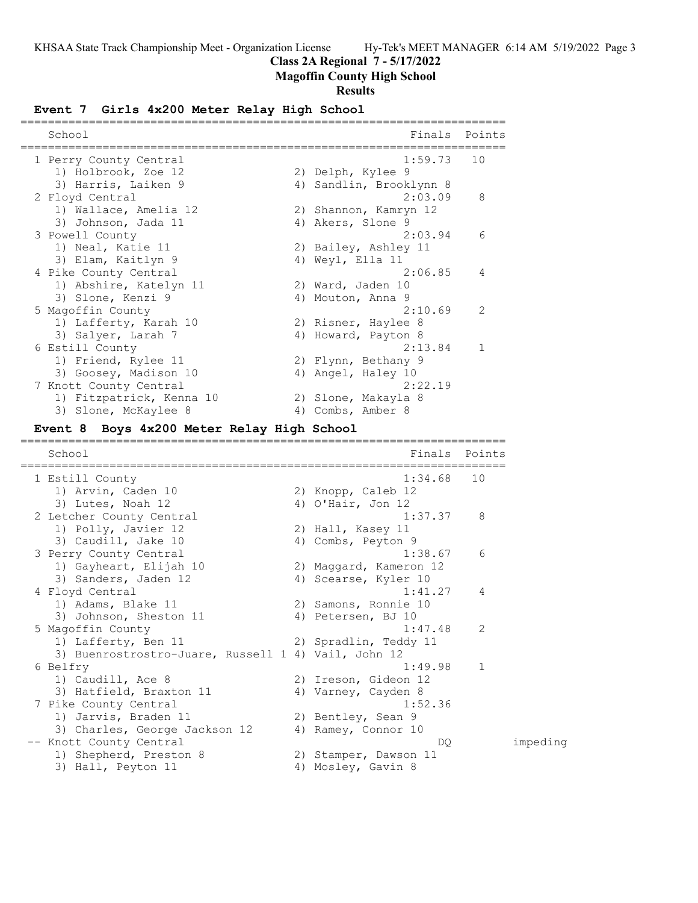**Class 2A Regional 7 - 5/17/2022**

**Magoffin County High School**

**Results**

## Event 7 Girls 4x200 Meter Relay High School

| School | Finals | Points |
|---|---|---|
| 1 Perry County Central | 1:59.73 | 10 |
| 1) Holbrook, Zoe 12; 2) Delph, Kylee 9; 3) Harris, Laiken 9; 4) Sandlin, Brooklynn 8 | | |
| 2 Floyd Central | 2:03.09 | 8 |
| 1) Wallace, Amelia 12; 2) Shannon, Kamryn 12; 3) Johnson, Jada 11; 4) Akers, Slone 9 | | |
| 3 Powell County | 2:03.94 | 6 |
| 1) Neal, Katie 11; 2) Bailey, Ashley 11; 3) Elam, Kaitlyn 9; 4) Weyl, Ella 11 | | |
| 4 Pike County Central | 2:06.85 | 4 |
| 1) Abshire, Katelyn 11; 2) Ward, Jaden 10; 3) Slone, Kenzi 9; 4) Mouton, Anna 9 | | |
| 5 Magoffin County | 2:10.69 | 2 |
| 1) Lafferty, Karah 10; 2) Risner, Haylee 8; 3) Salyer, Larah 7; 4) Howard, Payton 8 | | |
| 6 Estill County | 2:13.84 | 1 |
| 1) Friend, Rylee 11; 2) Flynn, Bethany 9; 3) Goosey, Madison 10; 4) Angel, Haley 10 | | |
| 7 Knott County Central | 2:22.19 | |
| 1) Fitzpatrick, Kenna 10; 2) Slone, Makayla 8; 3) Slone, McKaylee 8; 4) Combs, Amber 8 | | |

## Event 8 Boys 4x200 Meter Relay High School

| School | Finals | Points | |
|---|---|---|---|
| 1 Estill County | 1:34.68 | 10 | |
| 1) Arvin, Caden 10; 2) Knopp, Caleb 12; 3) Lutes, Noah 12; 4) O'Hair, Jon 12 | | | |
| 2 Letcher County Central | 1:37.37 | 8 | |
| 1) Polly, Javier 12; 2) Hall, Kasey 11; 3) Caudill, Jake 10; 4) Combs, Peyton 9 | | | |
| 3 Perry County Central | 1:38.67 | 6 | |
| 1) Gayheart, Elijah 10; 2) Maggard, Kameron 12; 3) Sanders, Jaden 12; 4) Scearse, Kyler 10 | | | |
| 4 Floyd Central | 1:41.27 | 4 | |
| 1) Adams, Blake 11; 2) Samons, Ronnie 10; 3) Johnson, Sheston 11; 4) Petersen, BJ 10 | | | |
| 5 Magoffin County | 1:47.48 | 2 | |
| 1) Lafferty, Ben 11; 2) Spradlin, Teddy 11; 3) Buenrostrostro-Juare, Russell 1; 4) Vail, John 12 | | | |
| 6 Belfry | 1:49.98 | 1 | |
| 1) Caudill, Ace 8; 2) Ireson, Gideon 12; 3) Hatfield, Braxton 11; 4) Varney, Cayden 8 | | | |
| 7 Pike County Central | 1:52.36 | | |
| 1) Jarvis, Braden 11; 2) Bentley, Sean 9; 3) Charles, George Jackson 12; 4) Ramey, Connor 10 | | | |
| -- Knott County Central | DQ | | impeding |
| 1) Shepherd, Preston 8; 2) Stamper, Dawson 11; 3) Hall, Peyton 11; 4) Mosley, Gavin 8 | | | |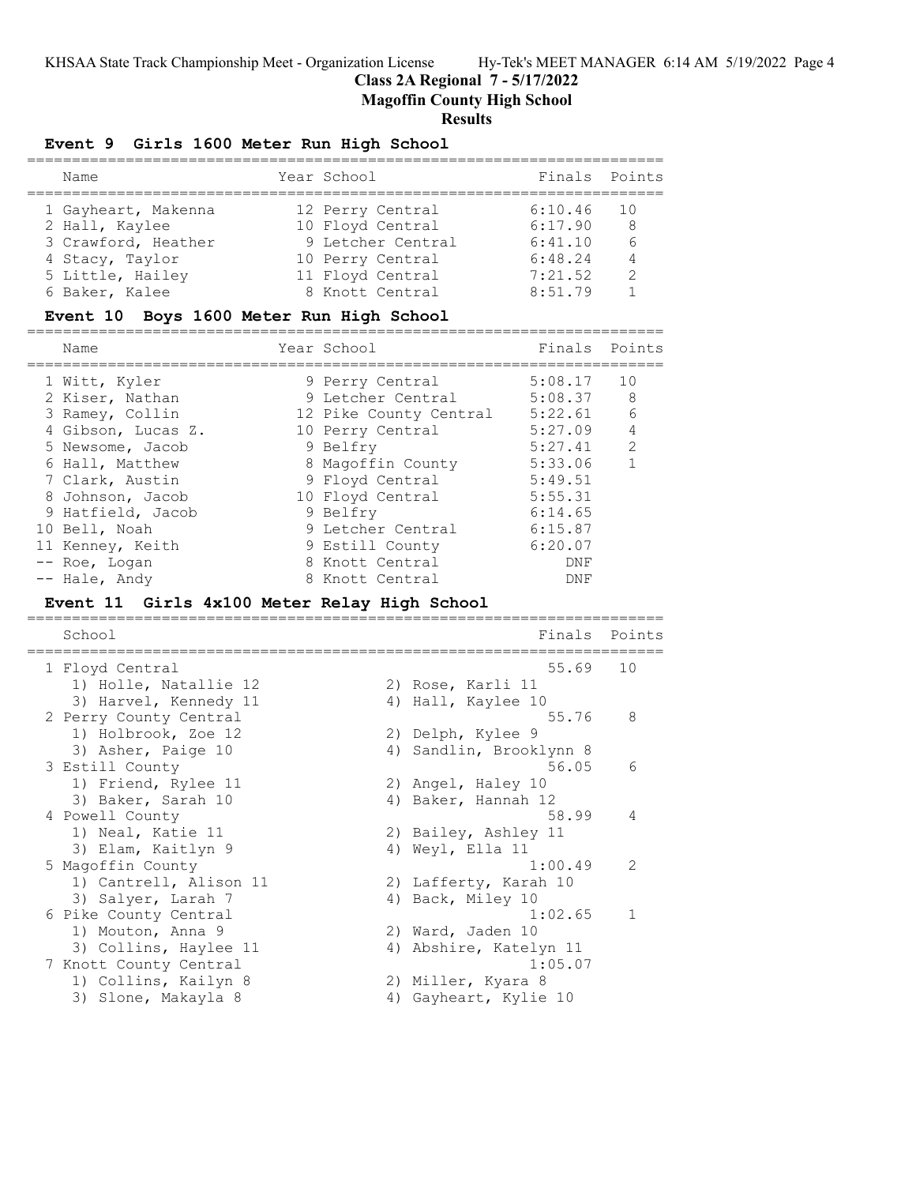## Class 2A Regional 7 - 5/17/2022
## Magoffin County High School
## Results

### Event 9 Girls 1600 Meter Run High School

| Name | Year | School | Finals | Points |
|---|---|---|---|---|
| 1 Gayheart, Makenna | 12 | Perry Central | 6:10.46 | 10 |
| 2 Hall, Kaylee | 10 | Floyd Central | 6:17.90 | 8 |
| 3 Crawford, Heather | 9 | Letcher Central | 6:41.10 | 6 |
| 4 Stacy, Taylor | 10 | Perry Central | 6:48.24 | 4 |
| 5 Little, Hailey | 11 | Floyd Central | 7:21.52 | 2 |
| 6 Baker, Kalee | 8 | Knott Central | 8:51.79 | 1 |

### Event 10 Boys 1600 Meter Run High School

| Name | Year | School | Finals | Points |
|---|---|---|---|---|
| 1 Witt, Kyler | 9 | Perry Central | 5:08.17 | 10 |
| 2 Kiser, Nathan | 9 | Letcher Central | 5:08.37 | 8 |
| 3 Ramey, Collin | 12 | Pike County Central | 5:22.61 | 6 |
| 4 Gibson, Lucas Z. | 10 | Perry Central | 5:27.09 | 4 |
| 5 Newsome, Jacob | 9 | Belfry | 5:27.41 | 2 |
| 6 Hall, Matthew | 8 | Magoffin County | 5:33.06 | 1 |
| 7 Clark, Austin | 9 | Floyd Central | 5:49.51 | |
| 8 Johnson, Jacob | 10 | Floyd Central | 5:55.31 | |
| 9 Hatfield, Jacob | 9 | Belfry | 6:14.65 | |
| 10 Bell, Noah | 9 | Letcher Central | 6:15.87 | |
| 11 Kenney, Keith | 9 | Estill County | 6:20.07 | |
| -- Roe, Logan | 8 | Knott Central | DNF | |
| -- Hale, Andy | 8 | Knott Central | DNF | |

### Event 11 Girls 4x100 Meter Relay High School

| School | | Finals | Points |
|---|---|---|---|
| 1 Floyd Central | | 55.69 | 10 |
| 1) Holle, Natallie 12 | 2) Rose, Karli 11 | | |
| 3) Harvel, Kennedy 11 | 4) Hall, Kaylee 10 | | |
| 2 Perry County Central | | 55.76 | 8 |
| 1) Holbrook, Zoe 12 | 2) Delph, Kylee 9 | | |
| 3) Asher, Paige 10 | 4) Sandlin, Brooklynn 8 | | |
| 3 Estill County | | 56.05 | 6 |
| 1) Friend, Rylee 11 | 2) Angel, Haley 10 | | |
| 3) Baker, Sarah 10 | 4) Baker, Hannah 12 | | |
| 4 Powell County | | 58.99 | 4 |
| 1) Neal, Katie 11 | 2) Bailey, Ashley 11 | | |
| 3) Elam, Kaitlyn 9 | 4) Weyl, Ella 11 | | |
| 5 Magoffin County | | 1:00.49 | 2 |
| 1) Cantrell, Alison 11 | 2) Lafferty, Karah 10 | | |
| 3) Salyer, Larah 7 | 4) Back, Miley 10 | | |
| 6 Pike County Central | | 1:02.65 | 1 |
| 1) Mouton, Anna 9 | 2) Ward, Jaden 10 | | |
| 3) Collins, Haylee 11 | 4) Abshire, Katelyn 11 | | |
| 7 Knott County Central | | 1:05.07 | |
| 1) Collins, Kailyn 8 | 2) Miller, Kyara 8 | | |
| 3) Slone, Makayla 8 | 4) Gayheart, Kylie 10 | | |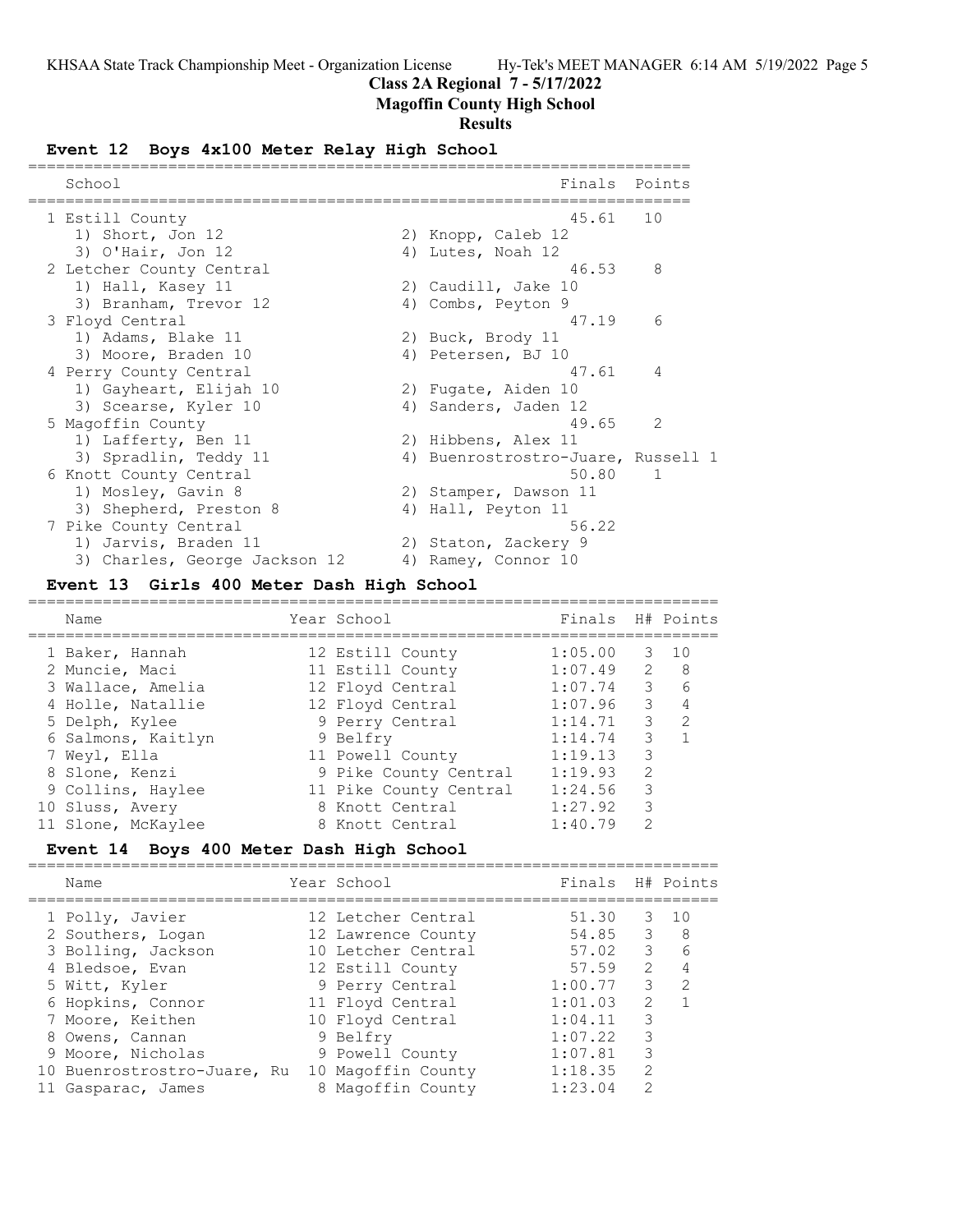KHSAA State Track Championship Meet - Organization License    Hy-Tek's MEET MANAGER 6:14 AM 5/19/2022

**Class 2A Regional 7 - 5/17/2022**

**Magoffin County High School**

**Results**

### Event 12 Boys 4x100 Meter Relay High School

| | School | Finals | Points |
|---|---|---|---|
| 1 | Estill County | 45.61 | 10 |
| | 1) Short, Jon 12; 2) Knopp, Caleb 12; 3) O'Hair, Jon 12; 4) Lutes, Noah 12 | | |
| 2 | Letcher County Central | 46.53 | 8 |
| | 1) Hall, Kasey 11; 2) Caudill, Jake 10; 3) Branham, Trevor 12; 4) Combs, Peyton 9 | | |
| 3 | Floyd Central | 47.19 | 6 |
| | 1) Adams, Blake 11; 2) Buck, Brody 11; 3) Moore, Braden 10; 4) Petersen, BJ 10 | | |
| 4 | Perry County Central | 47.61 | 4 |
| | 1) Gayheart, Elijah 10; 2) Fugate, Aiden 10; 3) Scearse, Kyler 10; 4) Sanders, Jaden 12 | | |
| 5 | Magoffin County | 49.65 | 2 |
| | 1) Lafferty, Ben 11; 2) Hibbens, Alex 11; 3) Spradlin, Teddy 11; 4) Buenrostrostro-Juare, Russell 1 | | |
| 6 | Knott County Central | 50.80 | 1 |
| | 1) Mosley, Gavin 8; 2) Stamper, Dawson 11; 3) Shepherd, Preston 8; 4) Hall, Peyton 11 | | |
| 7 | Pike County Central | 56.22 | |
| | 1) Jarvis, Braden 11; 2) Staton, Zackery 9; 3) Charles, George Jackson 12; 4) Ramey, Connor 10 | | |

### Event 13 Girls 400 Meter Dash High School

| | Name | Year | School | Finals | H# | Points |
|---|---|---|---|---|---|---|
| 1 | Baker, Hannah | 12 | Estill County | 1:05.00 | 3 | 10 |
| 2 | Muncie, Maci | 11 | Estill County | 1:07.49 | 2 | 8 |
| 3 | Wallace, Amelia | 12 | Floyd Central | 1:07.74 | 3 | 6 |
| 4 | Holle, Natallie | 12 | Floyd Central | 1:07.96 | 3 | 4 |
| 5 | Delph, Kylee | 9 | Perry Central | 1:14.71 | 3 | 2 |
| 6 | Salmons, Kaitlyn | 9 | Belfry | 1:14.74 | 3 | 1 |
| 7 | Weyl, Ella | 11 | Powell County | 1:19.13 | 3 | |
| 8 | Slone, Kenzi | 9 | Pike County Central | 1:19.93 | 2 | |
| 9 | Collins, Haylee | 11 | Pike County Central | 1:24.56 | 3 | |
| 10 | Sluss, Avery | 8 | Knott Central | 1:27.92 | 3 | |
| 11 | Slone, McKaylee | 8 | Knott Central | 1:40.79 | 2 | |

### Event 14 Boys 400 Meter Dash High School

| | Name | Year | School | Finals | H# | Points |
|---|---|---|---|---|---|---|
| 1 | Polly, Javier | 12 | Letcher Central | 51.30 | 3 | 10 |
| 2 | Southers, Logan | 12 | Lawrence County | 54.85 | 3 | 8 |
| 3 | Bolling, Jackson | 10 | Letcher Central | 57.02 | 3 | 6 |
| 4 | Bledsoe, Evan | 12 | Estill County | 57.59 | 2 | 4 |
| 5 | Witt, Kyler | 9 | Perry Central | 1:00.77 | 3 | 2 |
| 6 | Hopkins, Connor | 11 | Floyd Central | 1:01.03 | 2 | 1 |
| 7 | Moore, Keithen | 10 | Floyd Central | 1:04.11 | 3 | |
| 8 | Owens, Cannan | 9 | Belfry | 1:07.22 | 3 | |
| 9 | Moore, Nicholas | 9 | Powell County | 1:07.81 | 3 | |
| 10 | Buenrostrostro-Juare, Ru | 10 | Magoffin County | 1:18.35 | 2 | |
| 11 | Gasparac, James | 8 | Magoffin County | 1:23.04 | 2 | |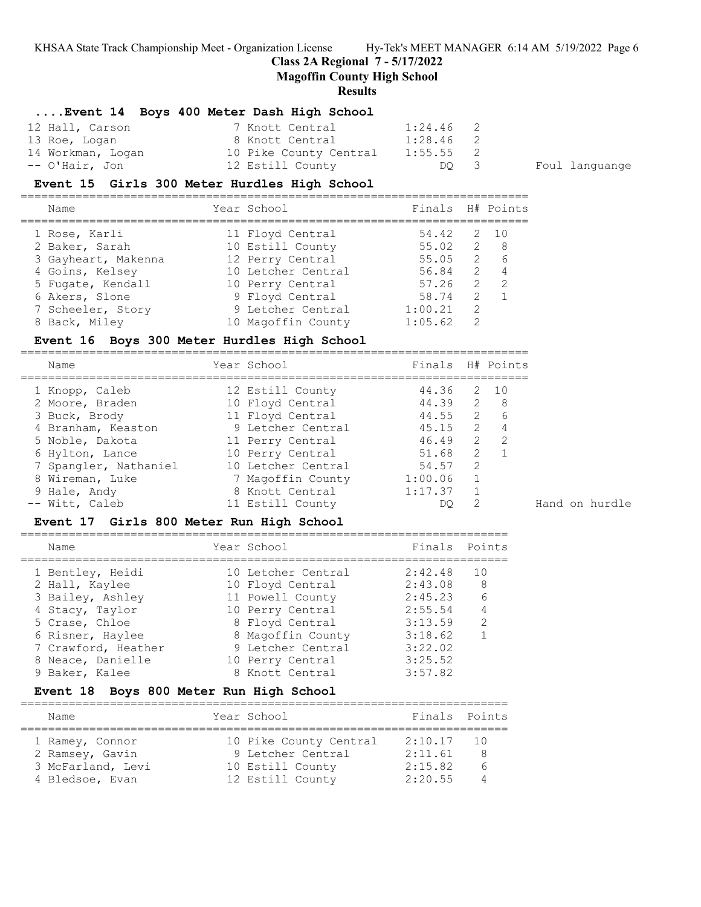## KHSAA State Track Championship Meet - Organization License

## Class 2A Regional 7 - 5/17/2022

## Magoffin County High School

## Results

### ....Event 14 Boys 400 Meter Dash High School

| Name | Year | School | Finals | H# | | |
|---|---|---|---|---|---|---|
| 12 Hall, Carson | 7 | Knott Central | 1:24.46 | 2 | | |
| 13 Roe, Logan | 8 | Knott Central | 1:28.46 | 2 | | |
| 14 Workman, Logan | 10 | Pike County Central | 1:55.55 | 2 | | |
| -- O'Hair, Jon | 12 | Estill County | DQ | 3 | | Foul languange |

### Event 15 Girls 300 Meter Hurdles High School

| Name | Year | School | Finals | H# | Points |
|---|---|---|---|---|---|
| 1 Rose, Karli | 11 | Floyd Central | 54.42 | 2 | 10 |
| 2 Baker, Sarah | 10 | Estill County | 55.02 | 2 | 8 |
| 3 Gayheart, Makenna | 12 | Perry Central | 55.05 | 2 | 6 |
| 4 Goins, Kelsey | 10 | Letcher Central | 56.84 | 2 | 4 |
| 5 Fugate, Kendall | 10 | Perry Central | 57.26 | 2 | 2 |
| 6 Akers, Slone | 9 | Floyd Central | 58.74 | 2 | 1 |
| 7 Scheeler, Story | 9 | Letcher Central | 1:00.21 | 2 | |
| 8 Back, Miley | 10 | Magoffin County | 1:05.62 | 2 | |

### Event 16 Boys 300 Meter Hurdles High School

| Name | Year | School | Finals | H# | Points | |
|---|---|---|---|---|---|---|
| 1 Knopp, Caleb | 12 | Estill County | 44.36 | 2 | 10 | |
| 2 Moore, Braden | 10 | Floyd Central | 44.39 | 2 | 8 | |
| 3 Buck, Brody | 11 | Floyd Central | 44.55 | 2 | 6 | |
| 4 Branham, Keaston | 9 | Letcher Central | 45.15 | 2 | 4 | |
| 5 Noble, Dakota | 11 | Perry Central | 46.49 | 2 | 2 | |
| 6 Hylton, Lance | 10 | Perry Central | 51.68 | 2 | 1 | |
| 7 Spangler, Nathaniel | 10 | Letcher Central | 54.57 | 2 | | |
| 8 Wireman, Luke | 7 | Magoffin County | 1:00.06 | 1 | | |
| 9 Hale, Andy | 8 | Knott Central | 1:17.37 | 1 | | |
| -- Witt, Caleb | 11 | Estill County | DQ | 2 | | Hand on hurdle |

### Event 17 Girls 800 Meter Run High School

| Name | Year | School | Finals | Points |
|---|---|---|---|---|
| 1 Bentley, Heidi | 10 | Letcher Central | 2:42.48 | 10 |
| 2 Hall, Kaylee | 10 | Floyd Central | 2:43.08 | 8 |
| 3 Bailey, Ashley | 11 | Powell County | 2:45.23 | 6 |
| 4 Stacy, Taylor | 10 | Perry Central | 2:55.54 | 4 |
| 5 Crase, Chloe | 8 | Floyd Central | 3:13.59 | 2 |
| 6 Risner, Haylee | 8 | Magoffin County | 3:18.62 | 1 |
| 7 Crawford, Heather | 9 | Letcher Central | 3:22.02 | |
| 8 Neace, Danielle | 10 | Perry Central | 3:25.52 | |
| 9 Baker, Kalee | 8 | Knott Central | 3:57.82 | |

### Event 18 Boys 800 Meter Run High School

| Name | Year | School | Finals | Points |
|---|---|---|---|---|
| 1 Ramey, Connor | 10 | Pike County Central | 2:10.17 | 10 |
| 2 Ramsey, Gavin | 9 | Letcher Central | 2:11.61 | 8 |
| 3 McFarland, Levi | 10 | Estill County | 2:15.82 | 6 |
| 4 Bledsoe, Evan | 12 | Estill County | 2:20.55 | 4 |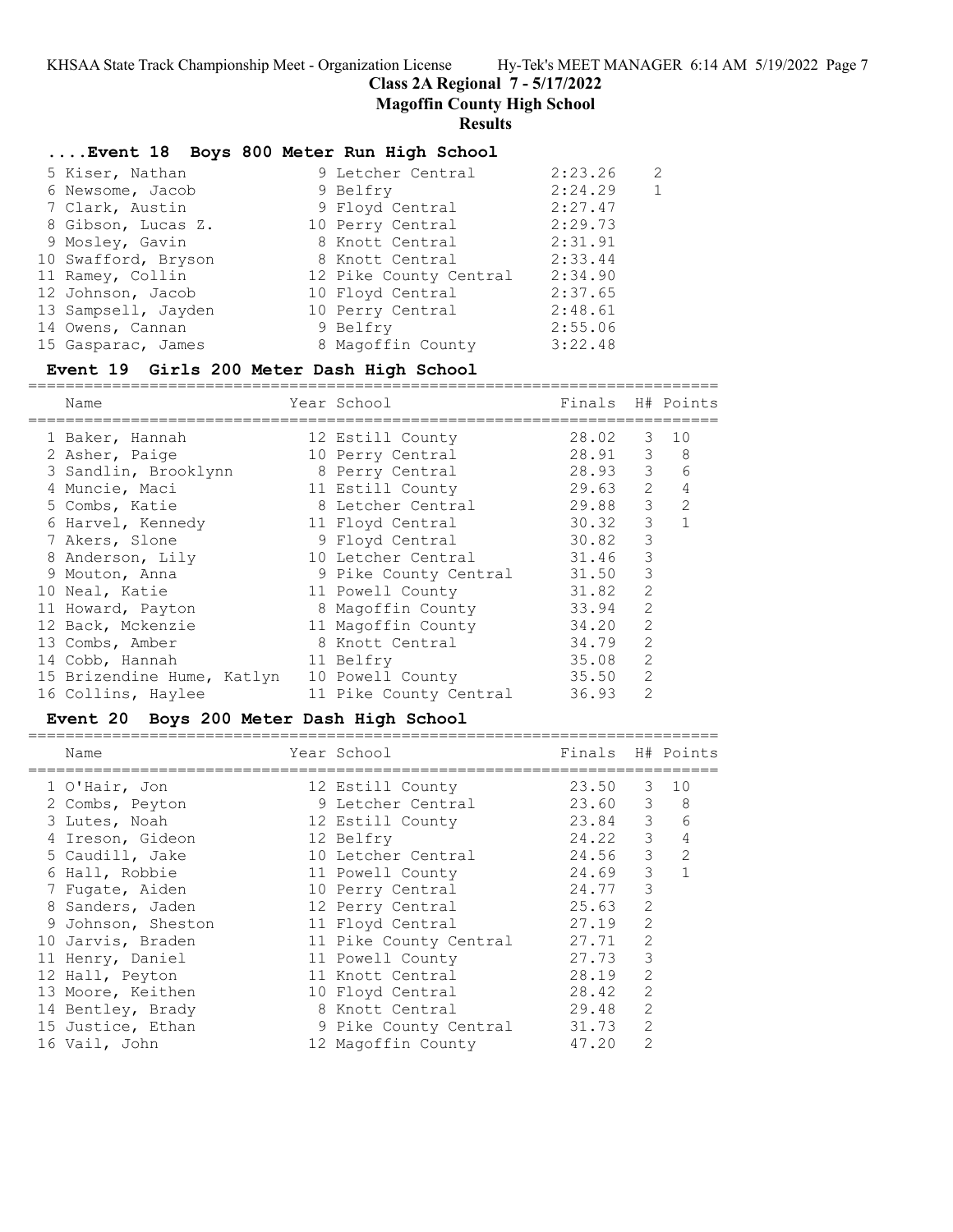# Class 2A Regional 7 - 5/17/2022

## Magoffin County High School

### Results

#### ....Event 18 Boys 800 Meter Run High School

| Name | Year | School | Finals | Points |
|---|---|---|---|---|
| 5 Kiser, Nathan | 9 | Letcher Central | 2:23.26 | 2 |
| 6 Newsome, Jacob | 9 | Belfry | 2:24.29 | 1 |
| 7 Clark, Austin | 9 | Floyd Central | 2:27.47 | |
| 8 Gibson, Lucas Z. | 10 | Perry Central | 2:29.73 | |
| 9 Mosley, Gavin | 8 | Knott Central | 2:31.91 | |
| 10 Swafford, Bryson | 8 | Knott Central | 2:33.44 | |
| 11 Ramey, Collin | 12 | Pike County Central | 2:34.90 | |
| 12 Johnson, Jacob | 10 | Floyd Central | 2:37.65 | |
| 13 Sampsell, Jayden | 10 | Perry Central | 2:48.61 | |
| 14 Owens, Cannan | 9 | Belfry | 2:55.06 | |
| 15 Gasparac, James | 8 | Magoffin County | 3:22.48 | |

#### Event 19 Girls 200 Meter Dash High School

| Name | Year | School | Finals | H# | Points |
|---|---|---|---|---|---|
| 1 Baker, Hannah | 12 | Estill County | 28.02 | 3 | 10 |
| 2 Asher, Paige | 10 | Perry Central | 28.91 | 3 | 8 |
| 3 Sandlin, Brooklynn | 8 | Perry Central | 28.93 | 3 | 6 |
| 4 Muncie, Maci | 11 | Estill County | 29.63 | 2 | 4 |
| 5 Combs, Katie | 8 | Letcher Central | 29.88 | 3 | 2 |
| 6 Harvel, Kennedy | 11 | Floyd Central | 30.32 | 3 | 1 |
| 7 Akers, Slone | 9 | Floyd Central | 30.82 | 3 | |
| 8 Anderson, Lily | 10 | Letcher Central | 31.46 | 3 | |
| 9 Mouton, Anna | 9 | Pike County Central | 31.50 | 3 | |
| 10 Neal, Katie | 11 | Powell County | 31.82 | 2 | |
| 11 Howard, Payton | 8 | Magoffin County | 33.94 | 2 | |
| 12 Back, Mckenzie | 11 | Magoffin County | 34.20 | 2 | |
| 13 Combs, Amber | 8 | Knott Central | 34.79 | 2 | |
| 14 Cobb, Hannah | 11 | Belfry | 35.08 | 2 | |
| 15 Brizendine Hume, Katlyn | 10 | Powell County | 35.50 | 2 | |
| 16 Collins, Haylee | 11 | Pike County Central | 36.93 | 2 | |

#### Event 20 Boys 200 Meter Dash High School

| Name | Year | School | Finals | H# | Points |
|---|---|---|---|---|---|
| 1 O'Hair, Jon | 12 | Estill County | 23.50 | 3 | 10 |
| 2 Combs, Peyton | 9 | Letcher Central | 23.60 | 3 | 8 |
| 3 Lutes, Noah | 12 | Estill County | 23.84 | 3 | 6 |
| 4 Ireson, Gideon | 12 | Belfry | 24.22 | 3 | 4 |
| 5 Caudill, Jake | 10 | Letcher Central | 24.56 | 3 | 2 |
| 6 Hall, Robbie | 11 | Powell County | 24.69 | 3 | 1 |
| 7 Fugate, Aiden | 10 | Perry Central | 24.77 | 3 | |
| 8 Sanders, Jaden | 12 | Perry Central | 25.63 | 2 | |
| 9 Johnson, Sheston | 11 | Floyd Central | 27.19 | 2 | |
| 10 Jarvis, Braden | 11 | Pike County Central | 27.71 | 2 | |
| 11 Henry, Daniel | 11 | Powell County | 27.73 | 3 | |
| 12 Hall, Peyton | 11 | Knott Central | 28.19 | 2 | |
| 13 Moore, Keithen | 10 | Floyd Central | 28.42 | 2 | |
| 14 Bentley, Brady | 8 | Knott Central | 29.48 | 2 | |
| 15 Justice, Ethan | 9 | Pike County Central | 31.73 | 2 | |
| 16 Vail, John | 12 | Magoffin County | 47.20 | 2 | |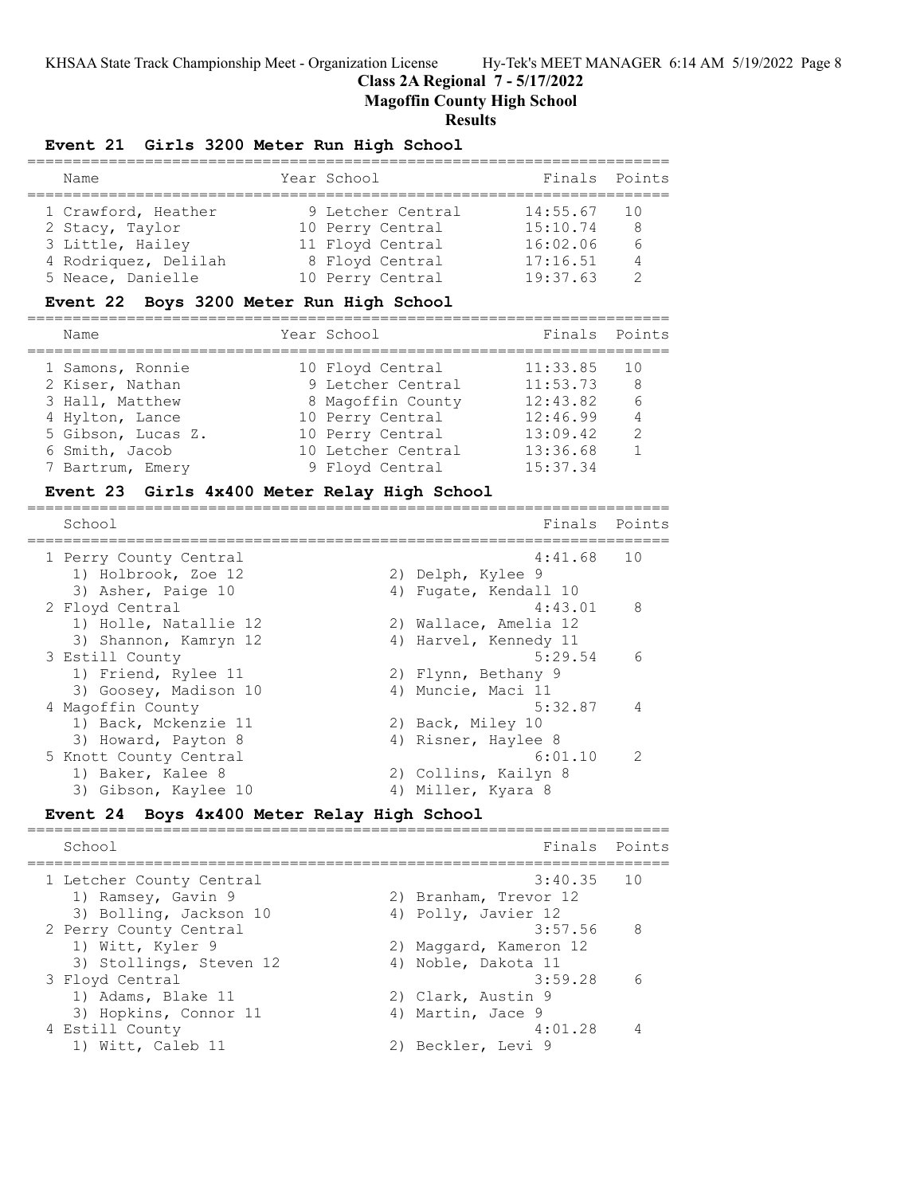## Class 2A Regional 7 - 5/17/2022
## Magoffin County High School
## Results

### Event 21 Girls 3200 Meter Run High School

| Name | Year | School | Finals | Points |
|---|---|---|---|---|
| 1 Crawford, Heather | 9 | Letcher Central | 14:55.67 | 10 |
| 2 Stacy, Taylor | 10 | Perry Central | 15:10.74 | 8 |
| 3 Little, Hailey | 11 | Floyd Central | 16:02.06 | 6 |
| 4 Rodriquez, Delilah | 8 | Floyd Central | 17:16.51 | 4 |
| 5 Neace, Danielle | 10 | Perry Central | 19:37.63 | 2 |

### Event 22 Boys 3200 Meter Run High School

| Name | Year | School | Finals | Points |
|---|---|---|---|---|
| 1 Samons, Ronnie | 10 | Floyd Central | 11:33.85 | 10 |
| 2 Kiser, Nathan | 9 | Letcher Central | 11:53.73 | 8 |
| 3 Hall, Matthew | 8 | Magoffin County | 12:43.82 | 6 |
| 4 Hylton, Lance | 10 | Perry Central | 12:46.99 | 4 |
| 5 Gibson, Lucas Z. | 10 | Perry Central | 13:09.42 | 2 |
| 6 Smith, Jacob | 10 | Letcher Central | 13:36.68 | 1 |
| 7 Bartrum, Emery | 9 | Floyd Central | 15:37.34 | |

### Event 23 Girls 4x400 Meter Relay High School

| School | Finals | Points |
|---|---|---|
| 1 Perry County Central | 4:41.68 | 10 |
| 1) Holbrook, Zoe 12; 2) Delph, Kylee 9; 3) Asher, Paige 10; 4) Fugate, Kendall 10 | | |
| 2 Floyd Central | 4:43.01 | 8 |
| 1) Holle, Natallie 12; 2) Wallace, Amelia 12; 3) Shannon, Kamryn 12; 4) Harvel, Kennedy 11 | | |
| 3 Estill County | 5:29.54 | 6 |
| 1) Friend, Rylee 11; 2) Flynn, Bethany 9; 3) Goosey, Madison 10; 4) Muncie, Maci 11 | | |
| 4 Magoffin County | 5:32.87 | 4 |
| 1) Back, Mckenzie 11; 2) Back, Miley 10; 3) Howard, Payton 8; 4) Risner, Haylee 8 | | |
| 5 Knott County Central | 6:01.10 | 2 |
| 1) Baker, Kalee 8; 2) Collins, Kailyn 8; 3) Gibson, Kaylee 10; 4) Miller, Kyara 8 | | |

### Event 24 Boys 4x400 Meter Relay High School

| School | Finals | Points |
|---|---|---|
| 1 Letcher County Central | 3:40.35 | 10 |
| 1) Ramsey, Gavin 9; 2) Branham, Trevor 12; 3) Bolling, Jackson 10; 4) Polly, Javier 12 | | |
| 2 Perry County Central | 3:57.56 | 8 |
| 1) Witt, Kyler 9; 2) Maggard, Kameron 12; 3) Stollings, Steven 12; 4) Noble, Dakota 11 | | |
| 3 Floyd Central | 3:59.28 | 6 |
| 1) Adams, Blake 11; 2) Clark, Austin 9; 3) Hopkins, Connor 11; 4) Martin, Jace 9 | | |
| 4 Estill County | 4:01.28 | 4 |
| 1) Witt, Caleb 11; 2) Beckler, Levi 9 | | |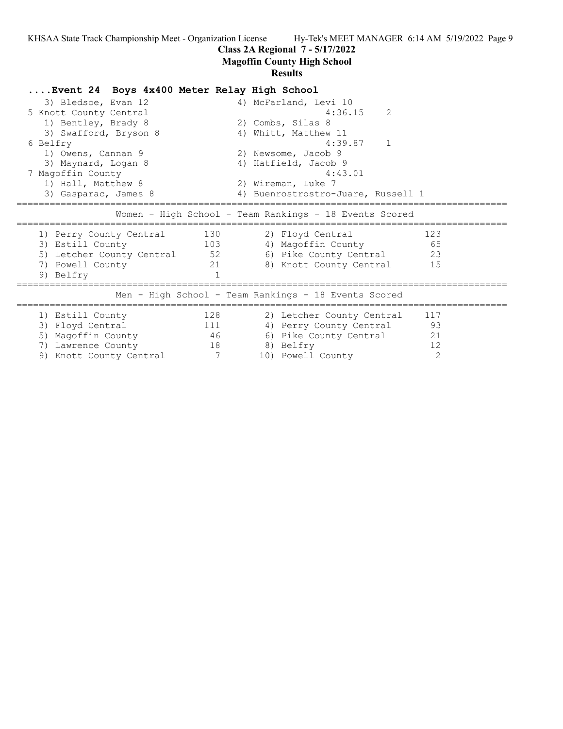### ....Event 24 Boys 4x400 Meter Relay High School

| | | | |
|---|---|---|---|
| | 3) Bledsoe, Evan 12 | 4) McFarland, Levi 10 | |
| 5 Knott County Central | | 4:36.15 | 2 |
| | 1) Bentley, Brady 8 | 2) Combs, Silas 8 | |
| | 3) Swafford, Bryson 8 | 4) Whitt, Matthew 11 | |
| 6 Belfry | | 4:39.87 | 1 |
| | 1) Owens, Cannan 9 | 2) Newsome, Jacob 9 | |
| | 3) Maynard, Logan 8 | 4) Hatfield, Jacob 9 | |
| 7 Magoffin County | | 4:43.01 | |
| | 1) Hall, Matthew 8 | 2) Wireman, Luke 7 | |
| | 3) Gasparac, James 8 | 4) Buenrostrostro-Juare, Russell 1 | |

### Women - High School - Team Rankings - 18 Events Scored

| | | | |
|---|---|---|---|
| 1) Perry County Central | 130 | 2) Floyd Central | 123 |
| 3) Estill County | 103 | 4) Magoffin County | 65 |
| 5) Letcher County Central | 52 | 6) Pike County Central | 23 |
| 7) Powell County | 21 | 8) Knott County Central | 15 |
| 9) Belfry | 1 | | |

### Men - High School - Team Rankings - 18 Events Scored

| | | | |
|---|---|---|---|
| 1) Estill County | 128 | 2) Letcher County Central | 117 |
| 3) Floyd Central | 111 | 4) Perry County Central | 93 |
| 5) Magoffin County | 46 | 6) Pike County Central | 21 |
| 7) Lawrence County | 18 | 8) Belfry | 12 |
| 9) Knott County Central | 7 | 10) Powell County | 2 |